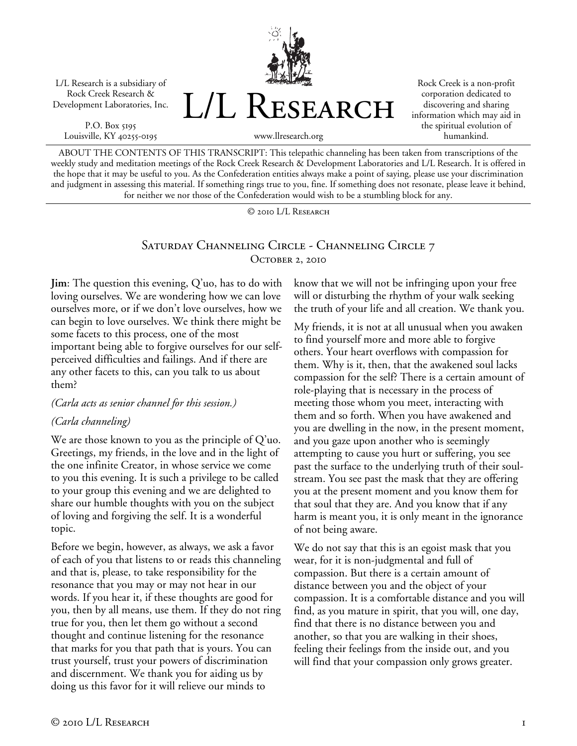L/L Research is a subsidiary of Rock Creek Research & Development Laboratories, Inc.

P.O. Box 5195
Louisville, KY 40255-0195

# L/L Research

www.llresearch.org

Rock Creek is a non-profit corporation dedicated to discovering and sharing information which may aid in the spiritual evolution of humankind.

ABOUT THE CONTENTS OF THIS TRANSCRIPT: This telepathic channeling has been taken from transcriptions of the weekly study and meditation meetings of the Rock Creek Research & Development Laboratories and L/L Research. It is offered in the hope that it may be useful to you. As the Confederation entities always make a point of saying, please use your discrimination and judgment in assessing this material. If something rings true to you, fine. If something does not resonate, please leave it behind, for neither we nor those of the Confederation would wish to be a stumbling block for any.

© 2010 L/L Research

## Saturday Channeling Circle - Channeling Circle 7
### October 2, 2010

**Jim**: The question this evening, Q'uo, has to do with loving ourselves. We are wondering how we can love ourselves more, or if we don't love ourselves, how we can begin to love ourselves. We think there might be some facets to this process, one of the most important being able to forgive ourselves for our self-perceived difficulties and failings. And if there are any other facets to this, can you talk to us about them?

*(Carla acts as senior channel for this session.)*

*(Carla channeling)*

We are those known to you as the principle of Q'uo. Greetings, my friends, in the love and in the light of the one infinite Creator, in whose service we come to you this evening. It is such a privilege to be called to your group this evening and we are delighted to share our humble thoughts with you on the subject of loving and forgiving the self. It is a wonderful topic.

Before we begin, however, as always, we ask a favor of each of you that listens to or reads this channeling and that is, please, to take responsibility for the resonance that you may or may not hear in our words. If you hear it, if these thoughts are good for you, then by all means, use them. If they do not ring true for you, then let them go without a second thought and continue listening for the resonance that marks for you that path that is yours. You can trust yourself, trust your powers of discrimination and discernment. We thank you for aiding us by doing us this favor for it will relieve our minds to know that we will not be infringing upon your free will or disturbing the rhythm of your walk seeking the truth of your life and all creation. We thank you.

My friends, it is not at all unusual when you awaken to find yourself more and more able to forgive others. Your heart overflows with compassion for them. Why is it, then, that the awakened soul lacks compassion for the self? There is a certain amount of role-playing that is necessary in the process of meeting those whom you meet, interacting with them and so forth. When you have awakened and you are dwelling in the now, in the present moment, and you gaze upon another who is seemingly attempting to cause you hurt or suffering, you see past the surface to the underlying truth of their soul-stream. You see past the mask that they are offering you at the present moment and you know them for that soul that they are. And you know that if any harm is meant you, it is only meant in the ignorance of not being aware.

We do not say that this is an egoist mask that you wear, for it is non-judgmental and full of compassion. But there is a certain amount of distance between you and the object of your compassion. It is a comfortable distance and you will find, as you mature in spirit, that you will, one day, find that there is no distance between you and another, so that you are walking in their shoes, feeling their feelings from the inside out, and you will find that your compassion only grows greater.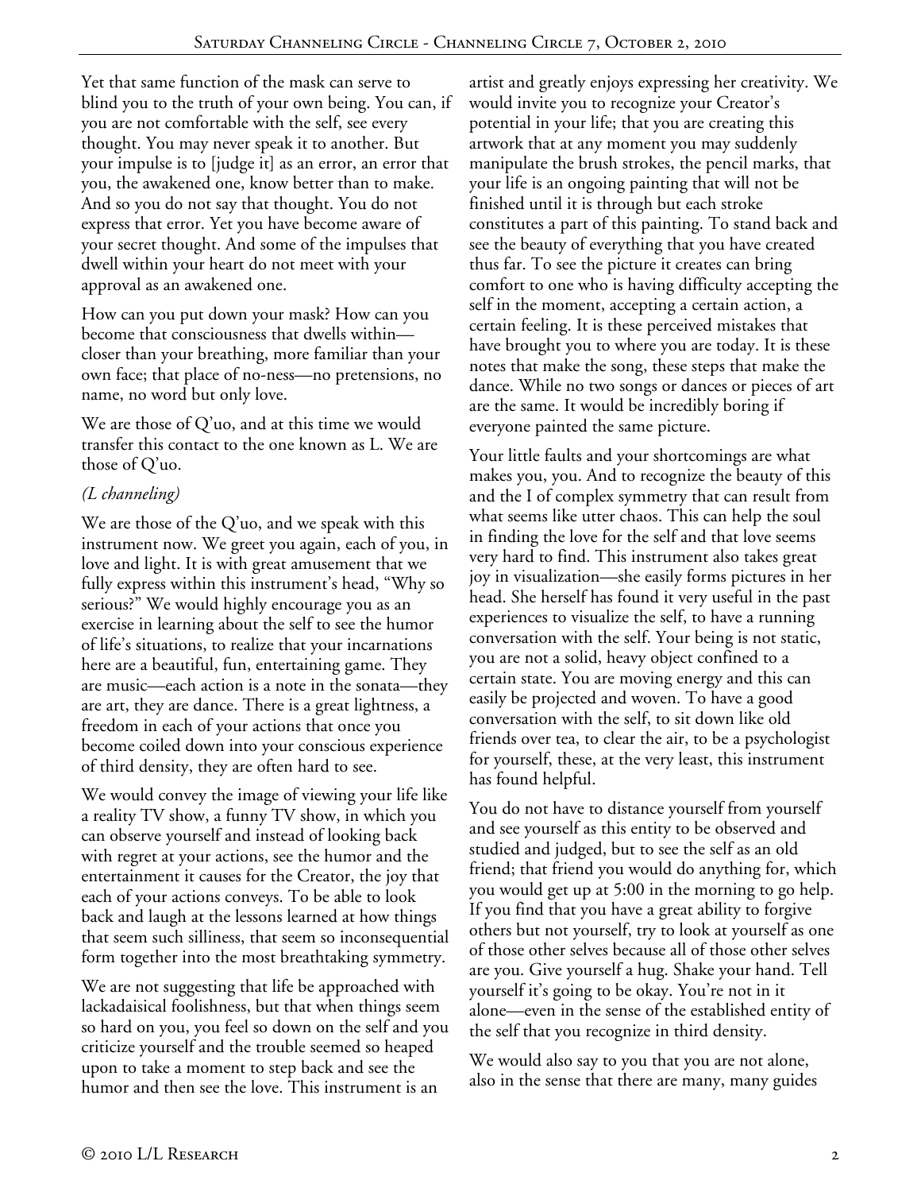Yet that same function of the mask can serve to blind you to the truth of your own being. You can, if you are not comfortable with the self, see every thought. You may never speak it to another. But your impulse is to [judge it] as an error, an error that you, the awakened one, know better than to make. And so you do not say that thought. You do not express that error. Yet you have become aware of your secret thought. And some of the impulses that dwell within your heart do not meet with your approval as an awakened one.

How can you put down your mask? How can you become that consciousness that dwells within—closer than your breathing, more familiar than your own face; that place of no-ness—no pretensions, no name, no word but only love.

We are those of Q'uo, and at this time we would transfer this contact to the one known as L. We are those of Q'uo.

*(L channeling)*

We are those of the Q'uo, and we speak with this instrument now. We greet you again, each of you, in love and light. It is with great amusement that we fully express within this instrument's head, "Why so serious?" We would highly encourage you as an exercise in learning about the self to see the humor of life's situations, to realize that your incarnations here are a beautiful, fun, entertaining game. They are music—each action is a note in the sonata—they are art, they are dance. There is a great lightness, a freedom in each of your actions that once you become coiled down into your conscious experience of third density, they are often hard to see.

We would convey the image of viewing your life like a reality TV show, a funny TV show, in which you can observe yourself and instead of looking back with regret at your actions, see the humor and the entertainment it causes for the Creator, the joy that each of your actions conveys. To be able to look back and laugh at the lessons learned at how things that seem such silliness, that seem so inconsequential form together into the most breathtaking symmetry.

We are not suggesting that life be approached with lackadaisical foolishness, but that when things seem so hard on you, you feel so down on the self and you criticize yourself and the trouble seemed so heaped upon to take a moment to step back and see the humor and then see the love. This instrument is an artist and greatly enjoys expressing her creativity. We would invite you to recognize your Creator's potential in your life; that you are creating this artwork that at any moment you may suddenly manipulate the brush strokes, the pencil marks, that your life is an ongoing painting that will not be finished until it is through but each stroke constitutes a part of this painting. To stand back and see the beauty of everything that you have created thus far. To see the picture it creates can bring comfort to one who is having difficulty accepting the self in the moment, accepting a certain action, a certain feeling. It is these perceived mistakes that have brought you to where you are today. It is these notes that make the song, these steps that make the dance. While no two songs or dances or pieces of art are the same. It would be incredibly boring if everyone painted the same picture.

Your little faults and your shortcomings are what makes you, you. And to recognize the beauty of this and the I of complex symmetry that can result from what seems like utter chaos. This can help the soul in finding the love for the self and that love seems very hard to find. This instrument also takes great joy in visualization—she easily forms pictures in her head. She herself has found it very useful in the past experiences to visualize the self, to have a running conversation with the self. Your being is not static, you are not a solid, heavy object confined to a certain state. You are moving energy and this can easily be projected and woven. To have a good conversation with the self, to sit down like old friends over tea, to clear the air, to be a psychologist for yourself, these, at the very least, this instrument has found helpful.

You do not have to distance yourself from yourself and see yourself as this entity to be observed and studied and judged, but to see the self as an old friend; that friend you would do anything for, which you would get up at 5:00 in the morning to go help. If you find that you have a great ability to forgive others but not yourself, try to look at yourself as one of those other selves because all of those other selves are you. Give yourself a hug. Shake your hand. Tell yourself it's going to be okay. You're not in it alone—even in the sense of the established entity of the self that you recognize in third density.

We would also say to you that you are not alone, also in the sense that there are many, many guides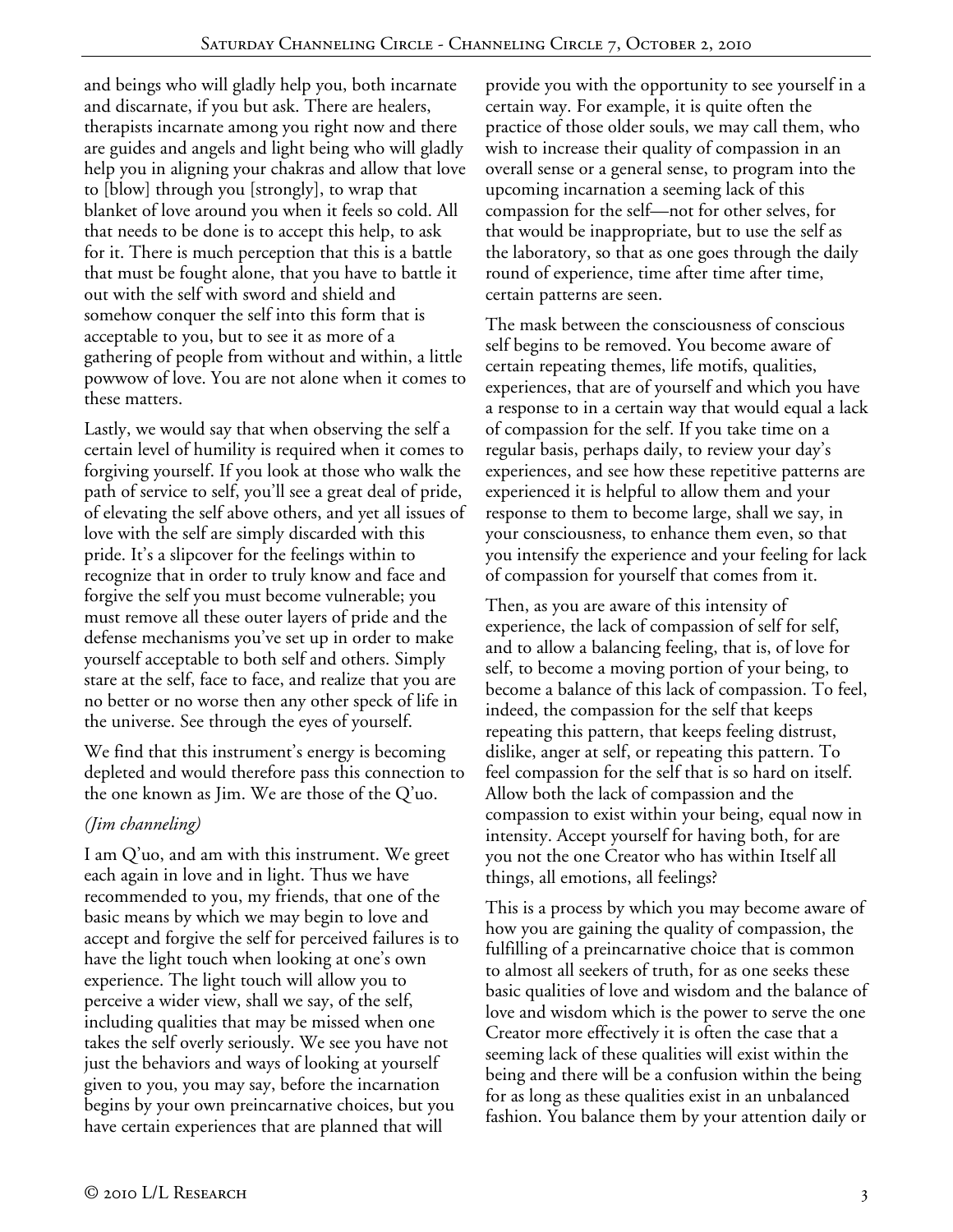and beings who will gladly help you, both incarnate and discarnate, if you but ask. There are healers, therapists incarnate among you right now and there are guides and angels and light being who will gladly help you in aligning your chakras and allow that love to [blow] through you [strongly], to wrap that blanket of love around you when it feels so cold. All that needs to be done is to accept this help, to ask for it. There is much perception that this is a battle that must be fought alone, that you have to battle it out with the self with sword and shield and somehow conquer the self into this form that is acceptable to you, but to see it as more of a gathering of people from without and within, a little powwow of love. You are not alone when it comes to these matters.

Lastly, we would say that when observing the self a certain level of humility is required when it comes to forgiving yourself. If you look at those who walk the path of service to self, you'll see a great deal of pride, of elevating the self above others, and yet all issues of love with the self are simply discarded with this pride. It's a slipcover for the feelings within to recognize that in order to truly know and face and forgive the self you must become vulnerable; you must remove all these outer layers of pride and the defense mechanisms you've set up in order to make yourself acceptable to both self and others. Simply stare at the self, face to face, and realize that you are no better or no worse then any other speck of life in the universe. See through the eyes of yourself.

We find that this instrument's energy is becoming depleted and would therefore pass this connection to the one known as Jim. We are those of the Q'uo.

*(Jim channeling)*

I am Q'uo, and am with this instrument. We greet each again in love and in light. Thus we have recommended to you, my friends, that one of the basic means by which we may begin to love and accept and forgive the self for perceived failures is to have the light touch when looking at one's own experience. The light touch will allow you to perceive a wider view, shall we say, of the self, including qualities that may be missed when one takes the self overly seriously. We see you have not just the behaviors and ways of looking at yourself given to you, you may say, before the incarnation begins by your own preincarnative choices, but you have certain experiences that are planned that will provide you with the opportunity to see yourself in a certain way. For example, it is quite often the practice of those older souls, we may call them, who wish to increase their quality of compassion in an overall sense or a general sense, to program into the upcoming incarnation a seeming lack of this compassion for the self—not for other selves, for that would be inappropriate, but to use the self as the laboratory, so that as one goes through the daily round of experience, time after time after time, certain patterns are seen.

The mask between the consciousness of conscious self begins to be removed. You become aware of certain repeating themes, life motifs, qualities, experiences, that are of yourself and which you have a response to in a certain way that would equal a lack of compassion for the self. If you take time on a regular basis, perhaps daily, to review your day's experiences, and see how these repetitive patterns are experienced it is helpful to allow them and your response to them to become large, shall we say, in your consciousness, to enhance them even, so that you intensify the experience and your feeling for lack of compassion for yourself that comes from it.

Then, as you are aware of this intensity of experience, the lack of compassion of self for self, and to allow a balancing feeling, that is, of love for self, to become a moving portion of your being, to become a balance of this lack of compassion. To feel, indeed, the compassion for the self that keeps repeating this pattern, that keeps feeling distrust, dislike, anger at self, or repeating this pattern. To feel compassion for the self that is so hard on itself. Allow both the lack of compassion and the compassion to exist within your being, equal now in intensity. Accept yourself for having both, for are you not the one Creator who has within Itself all things, all emotions, all feelings?

This is a process by which you may become aware of how you are gaining the quality of compassion, the fulfilling of a preincarnative choice that is common to almost all seekers of truth, for as one seeks these basic qualities of love and wisdom and the balance of love and wisdom which is the power to serve the one Creator more effectively it is often the case that a seeming lack of these qualities will exist within the being and there will be a confusion within the being for as long as these qualities exist in an unbalanced fashion. You balance them by your attention daily or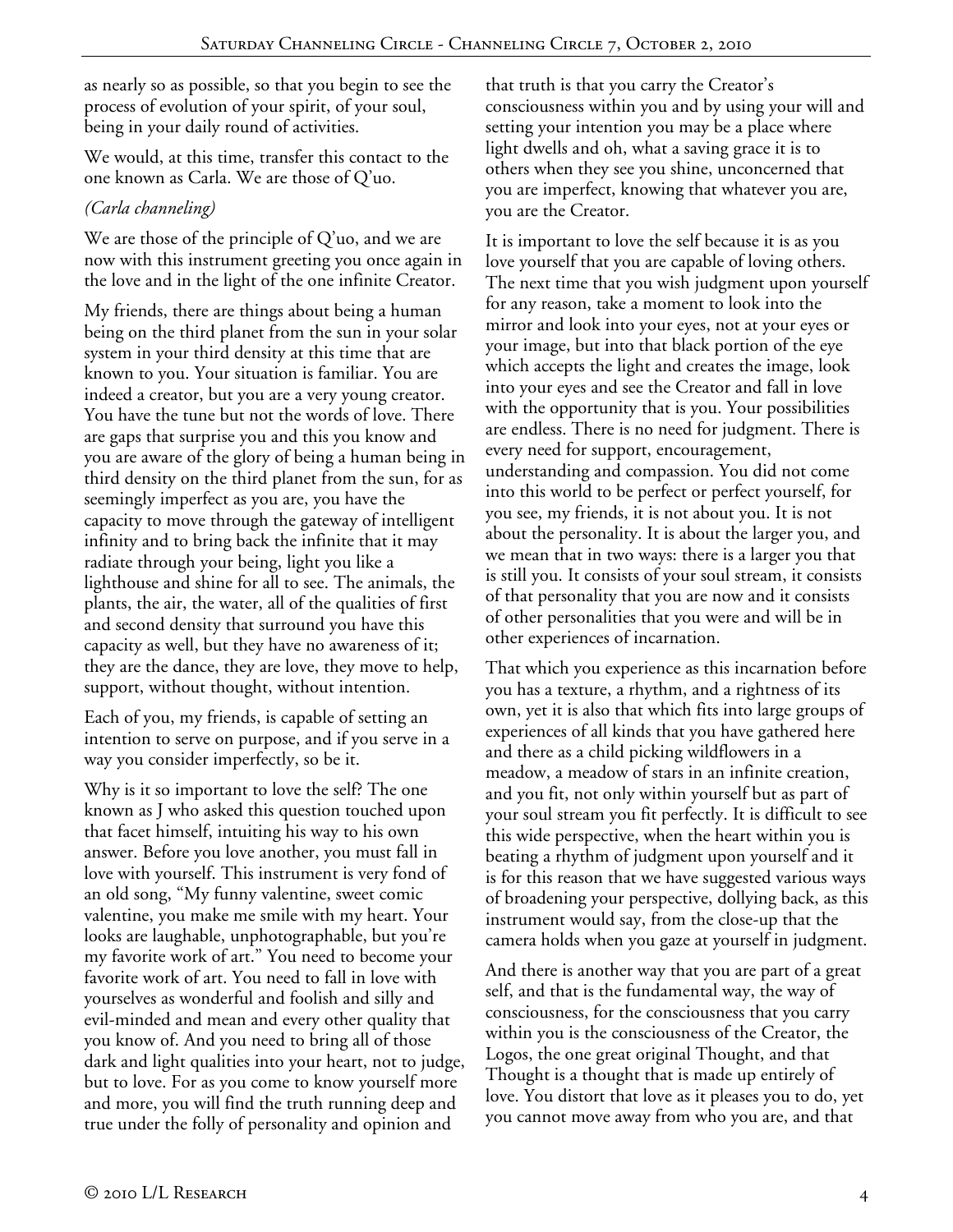as nearly so as possible, so that you begin to see the process of evolution of your spirit, of your soul, being in your daily round of activities.

We would, at this time, transfer this contact to the one known as Carla. We are those of Q'uo.

*(Carla channeling)*

We are those of the principle of Q'uo, and we are now with this instrument greeting you once again in the love and in the light of the one infinite Creator.

My friends, there are things about being a human being on the third planet from the sun in your solar system in your third density at this time that are known to you. Your situation is familiar. You are indeed a creator, but you are a very young creator. You have the tune but not the words of love. There are gaps that surprise you and this you know and you are aware of the glory of being a human being in third density on the third planet from the sun, for as seemingly imperfect as you are, you have the capacity to move through the gateway of intelligent infinity and to bring back the infinite that it may radiate through your being, light you like a lighthouse and shine for all to see. The animals, the plants, the air, the water, all of the qualities of first and second density that surround you have this capacity as well, but they have no awareness of it; they are the dance, they are love, they move to help, support, without thought, without intention.

Each of you, my friends, is capable of setting an intention to serve on purpose, and if you serve in a way you consider imperfectly, so be it.

Why is it so important to love the self? The one known as J who asked this question touched upon that facet himself, intuiting his way to his own answer. Before you love another, you must fall in love with yourself. This instrument is very fond of an old song, "My funny valentine, sweet comic valentine, you make me smile with my heart. Your looks are laughable, unphotographable, but you're my favorite work of art." You need to become your favorite work of art. You need to fall in love with yourselves as wonderful and foolish and silly and evil-minded and mean and every other quality that you know of. And you need to bring all of those dark and light qualities into your heart, not to judge, but to love. For as you come to know yourself more and more, you will find the truth running deep and true under the folly of personality and opinion and that truth is that you carry the Creator's consciousness within you and by using your will and setting your intention you may be a place where light dwells and oh, what a saving grace it is to others when they see you shine, unconcerned that you are imperfect, knowing that whatever you are, you are the Creator.

It is important to love the self because it is as you love yourself that you are capable of loving others. The next time that you wish judgment upon yourself for any reason, take a moment to look into the mirror and look into your eyes, not at your eyes or your image, but into that black portion of the eye which accepts the light and creates the image, look into your eyes and see the Creator and fall in love with the opportunity that is you. Your possibilities are endless. There is no need for judgment. There is every need for support, encouragement, understanding and compassion. You did not come into this world to be perfect or perfect yourself, for you see, my friends, it is not about you. It is not about the personality. It is about the larger you, and we mean that in two ways: there is a larger you that is still you. It consists of your soul stream, it consists of that personality that you are now and it consists of other personalities that you were and will be in other experiences of incarnation.

That which you experience as this incarnation before you has a texture, a rhythm, and a rightness of its own, yet it is also that which fits into large groups of experiences of all kinds that you have gathered here and there as a child picking wildflowers in a meadow, a meadow of stars in an infinite creation, and you fit, not only within yourself but as part of your soul stream you fit perfectly. It is difficult to see this wide perspective, when the heart within you is beating a rhythm of judgment upon yourself and it is for this reason that we have suggested various ways of broadening your perspective, dollying back, as this instrument would say, from the close-up that the camera holds when you gaze at yourself in judgment.

And there is another way that you are part of a great self, and that is the fundamental way, the way of consciousness, for the consciousness that you carry within you is the consciousness of the Creator, the Logos, the one great original Thought, and that Thought is a thought that is made up entirely of love. You distort that love as it pleases you to do, yet you cannot move away from who you are, and that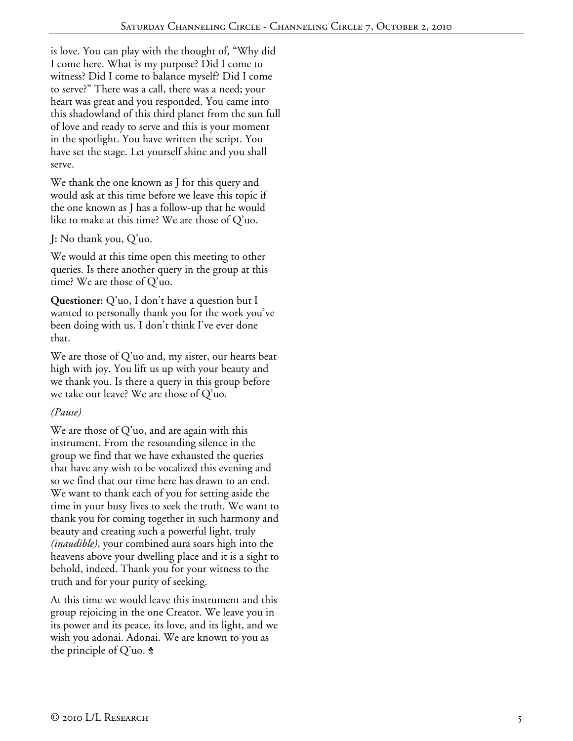is love. You can play with the thought of, "Why did I come here. What is my purpose? Did I come to witness? Did I come to balance myself? Did I come to serve?" There was a call, there was a need; your heart was great and you responded. You came into this shadowland of this third planet from the sun full of love and ready to serve and this is your moment in the spotlight. You have written the script. You have set the stage. Let yourself shine and you shall serve.

We thank the one known as J for this query and would ask at this time before we leave this topic if the one known as J has a follow-up that he would like to make at this time? We are those of Q'uo.

**J:** No thank you, Q'uo.

We would at this time open this meeting to other queries. Is there another query in the group at this time? We are those of Q'uo.

**Questioner:** Q'uo, I don't have a question but I wanted to personally thank you for the work you've been doing with us. I don't think I've ever done that.

We are those of Q'uo and, my sister, our hearts beat high with joy. You lift us up with your beauty and we thank you. Is there a query in this group before we take our leave? We are those of Q'uo.

*(Pause)*

We are those of Q'uo, and are again with this instrument. From the resounding silence in the group we find that we have exhausted the queries that have any wish to be vocalized this evening and so we find that our time here has drawn to an end. We want to thank each of you for setting aside the time in your busy lives to seek the truth. We want to thank you for coming together in such harmony and beauty and creating such a powerful light, truly *(inaudible)*, your combined aura soars high into the heavens above your dwelling place and it is a sight to behold, indeed. Thank you for your witness to the truth and for your purity of seeking.

At this time we would leave this instrument and this group rejoicing in the one Creator. We leave you in its power and its peace, its love, and its light, and we wish you adonai. Adonai. We are known to you as the principle of Q'uo. ♣